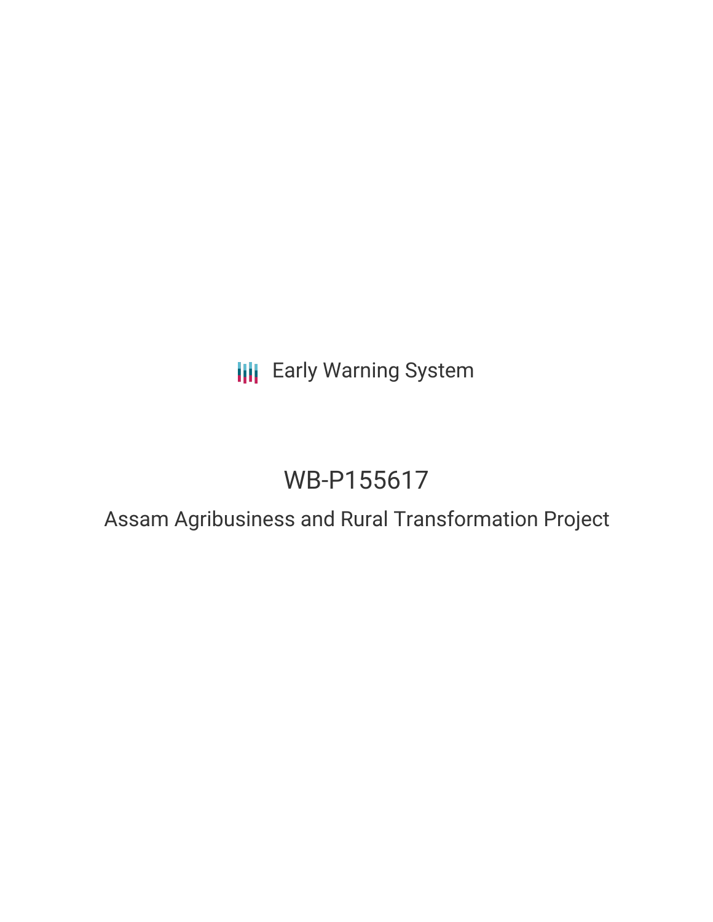Early Warning System

# WB-P155617

## Assam Agribusiness and Rural Transformation Project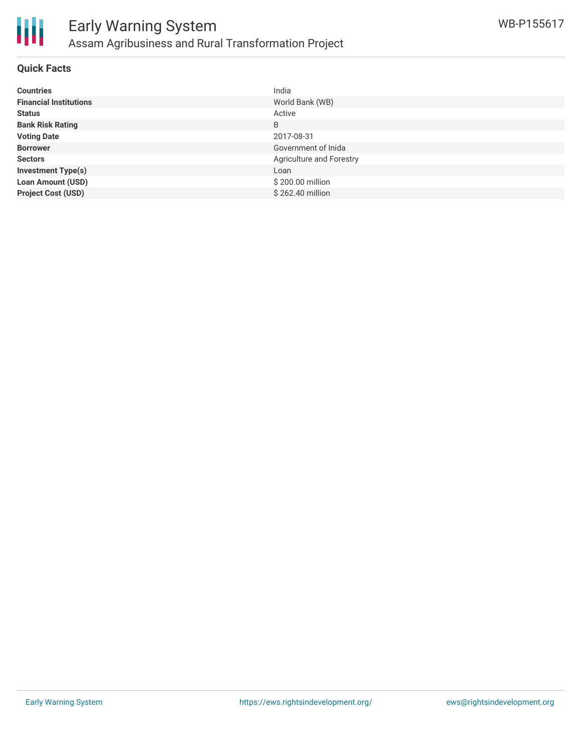# Early Warning System

## Assam Agribusiness and Rural Transformation Project

WB-P155617

### Quick Facts

| | |
|---|---|
| **Countries** | India |
| **Financial Institutions** | World Bank (WB) |
| **Status** | Active |
| **Bank Risk Rating** | B |
| **Voting Date** | 2017-08-31 |
| **Borrower** | Government of Inida |
| **Sectors** | Agriculture and Forestry |
| **Investment Type(s)** | Loan |
| **Loan Amount (USD)** | $ 200.00 million |
| **Project Cost (USD)** | $ 262.40 million |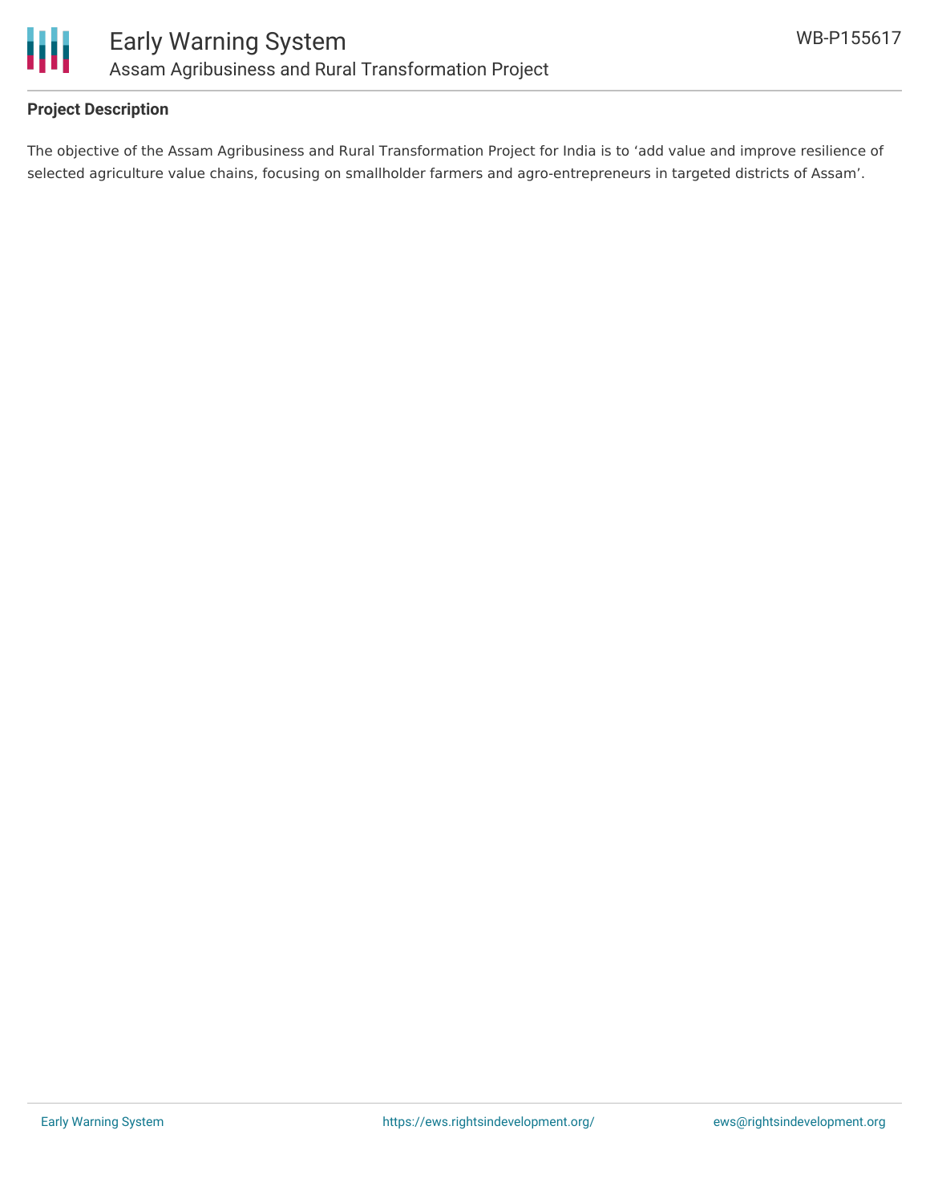## Project Description

The objective of the Assam Agribusiness and Rural Transformation Project for India is to ‘add value and improve resilience of selected agriculture value chains, focusing on smallholder farmers and agro-entrepreneurs in targeted districts of Assam’.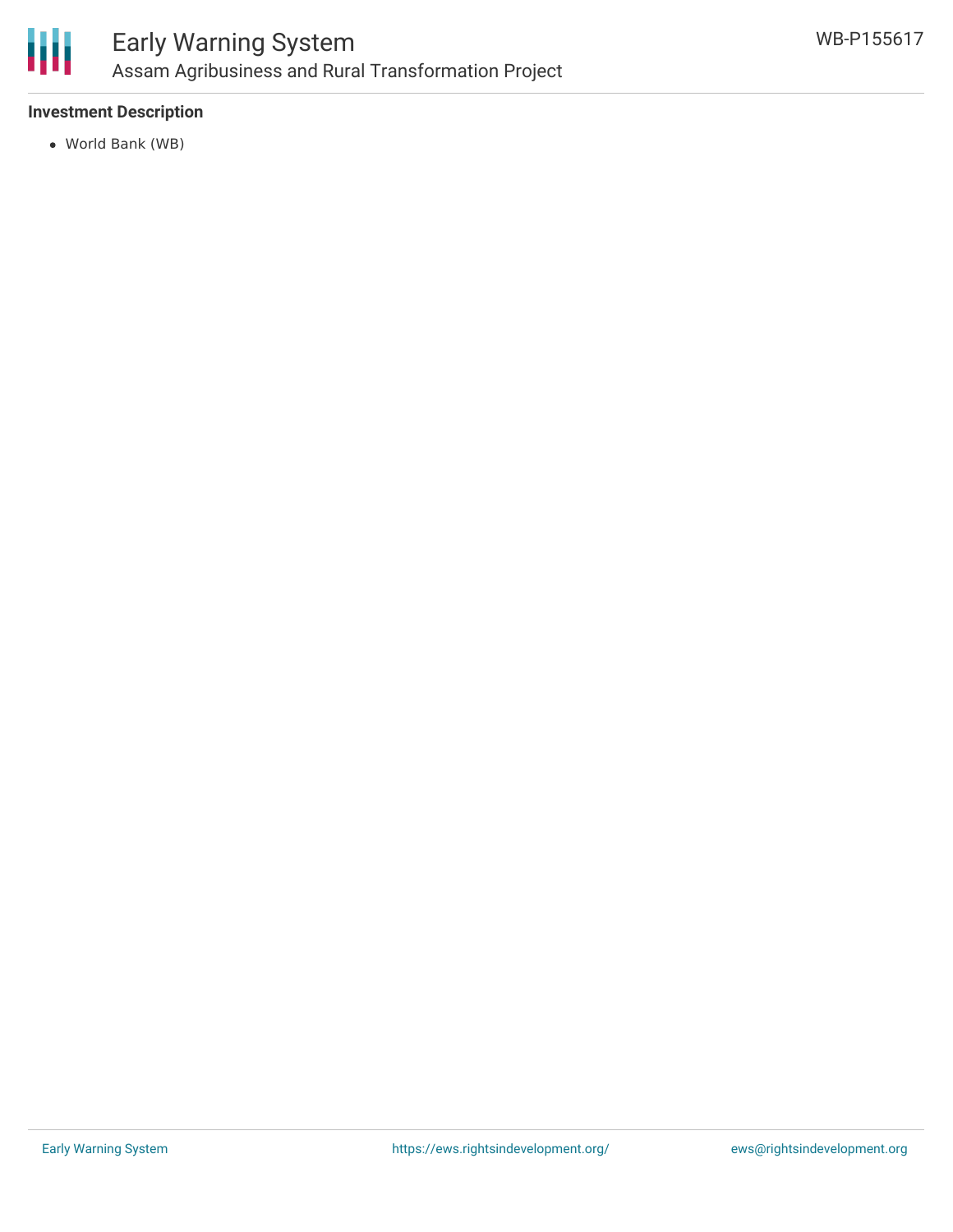**Investment Description**

- World Bank (WB)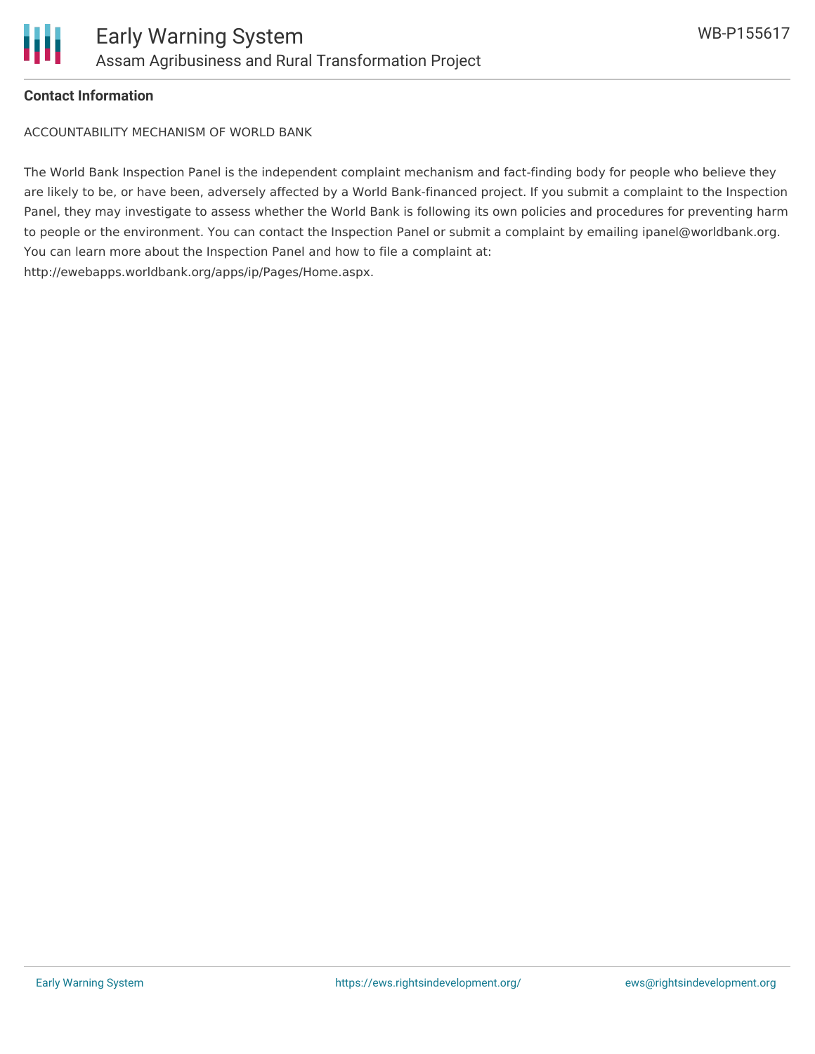**Contact Information**

ACCOUNTABILITY MECHANISM OF WORLD BANK

The World Bank Inspection Panel is the independent complaint mechanism and fact-finding body for people who believe they are likely to be, or have been, adversely affected by a World Bank-financed project. If you submit a complaint to the Inspection Panel, they may investigate to assess whether the World Bank is following its own policies and procedures for preventing harm to people or the environment. You can contact the Inspection Panel or submit a complaint by emailing ipanel@worldbank.org. You can learn more about the Inspection Panel and how to file a complaint at: http://ewebapps.worldbank.org/apps/ip/Pages/Home.aspx.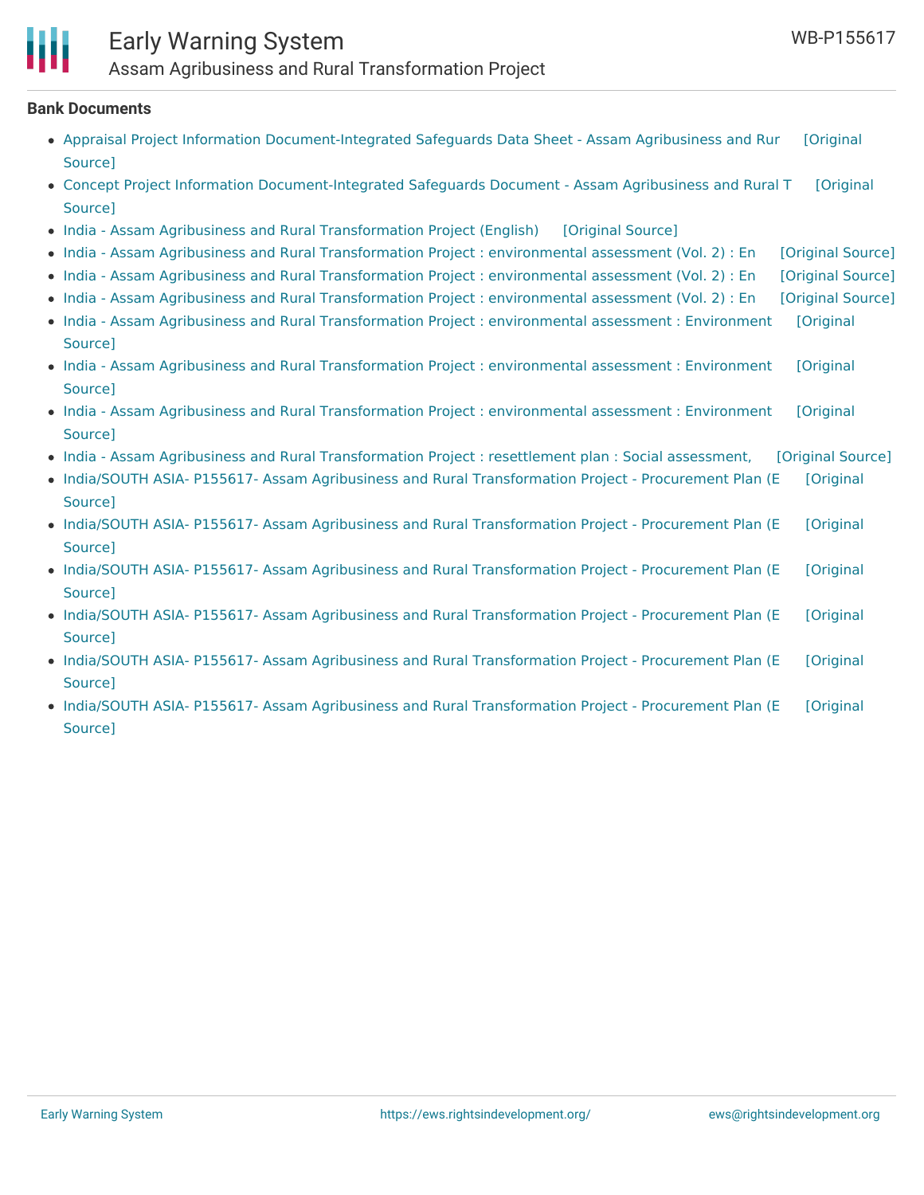## Bank Documents

- Appraisal Project Information Document-Integrated Safeguards Data Sheet - Assam Agribusiness and Rur [Original Source]
- Concept Project Information Document-Integrated Safeguards Document - Assam Agribusiness and Rural T [Original Source]
- India - Assam Agribusiness and Rural Transformation Project (English) [Original Source]
- India - Assam Agribusiness and Rural Transformation Project : environmental assessment (Vol. 2) : En [Original Source]
- India - Assam Agribusiness and Rural Transformation Project : environmental assessment (Vol. 2) : En [Original Source]
- India - Assam Agribusiness and Rural Transformation Project : environmental assessment (Vol. 2) : En [Original Source]
- India - Assam Agribusiness and Rural Transformation Project : environmental assessment : Environment [Original Source]
- India - Assam Agribusiness and Rural Transformation Project : environmental assessment : Environment [Original Source]
- India - Assam Agribusiness and Rural Transformation Project : environmental assessment : Environment [Original Source]
- India - Assam Agribusiness and Rural Transformation Project : resettlement plan : Social assessment, [Original Source]
- India/SOUTH ASIA- P155617- Assam Agribusiness and Rural Transformation Project - Procurement Plan (E [Original Source]
- India/SOUTH ASIA- P155617- Assam Agribusiness and Rural Transformation Project - Procurement Plan (E [Original Source]
- India/SOUTH ASIA- P155617- Assam Agribusiness and Rural Transformation Project - Procurement Plan (E [Original Source]
- India/SOUTH ASIA- P155617- Assam Agribusiness and Rural Transformation Project - Procurement Plan (E [Original Source]
- India/SOUTH ASIA- P155617- Assam Agribusiness and Rural Transformation Project - Procurement Plan (E [Original Source]
- India/SOUTH ASIA- P155617- Assam Agribusiness and Rural Transformation Project - Procurement Plan (E [Original Source]